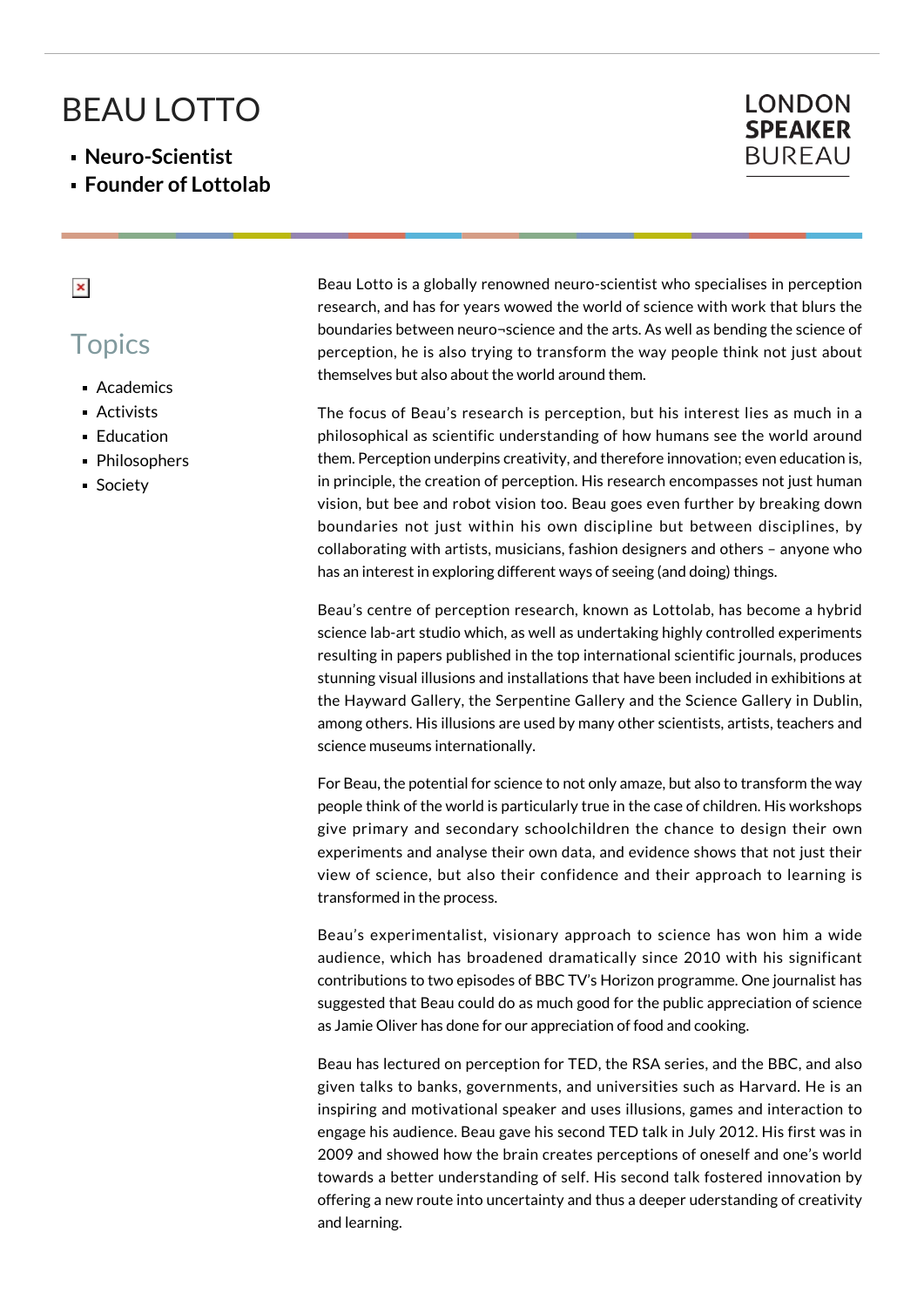# BEAU LOTTO

- **Neuro-Scientist**
- **Founder of Lottolab**

LONDON **SPEAKER** BUREAU

## Topics

- Academics
- Activists
- Education
- Philosophers
- Society

Beau Lotto is a globally renowned neuro-scientist who specialises in perception research, and has for years wowed the world of science with work that blurs the boundaries between neuro¬science and the arts. As well as bending the science of perception, he is also trying to transform the way people think not just about themselves but also about the world around them.

The focus of Beau's research is perception, but his interest lies as much in a philosophical as scientific understanding of how humans see the world around them. Perception underpins creativity, and therefore innovation; even education is, in principle, the creation of perception. His research encompasses not just human vision, but bee and robot vision too. Beau goes even further by breaking down boundaries not just within his own discipline but between disciplines, by collaborating with artists, musicians, fashion designers and others – anyone who has an interest in exploring different ways of seeing (and doing) things.

Beau's centre of perception research, known as Lottolab, has become a hybrid science lab-art studio which, as well as undertaking highly controlled experiments resulting in papers published in the top international scientific journals, produces stunning visual illusions and installations that have been included in exhibitions at the Hayward Gallery, the Serpentine Gallery and the Science Gallery in Dublin, among others. His illusions are used by many other scientists, artists, teachers and science museums internationally.

For Beau, the potential for science to not only amaze, but also to transform the way people think of the world is particularly true in the case of children. His workshops give primary and secondary schoolchildren the chance to design their own experiments and analyse their own data, and evidence shows that not just their view of science, but also their confidence and their approach to learning is transformed in the process.

Beau's experimentalist, visionary approach to science has won him a wide audience, which has broadened dramatically since 2010 with his significant contributions to two episodes of BBC TV's Horizon programme. One journalist has suggested that Beau could do as much good for the public appreciation of science as Jamie Oliver has done for our appreciation of food and cooking.

Beau has lectured on perception for TED, the RSA series, and the BBC, and also given talks to banks, governments, and universities such as Harvard. He is an inspiring and motivational speaker and uses illusions, games and interaction to engage his audience. Beau gave his second TED talk in July 2012. His first was in 2009 and showed how the brain creates perceptions of oneself and one's world towards a better understanding of self. His second talk fostered innovation by offering a new route into uncertainty and thus a deeper understanding of creativity and learning.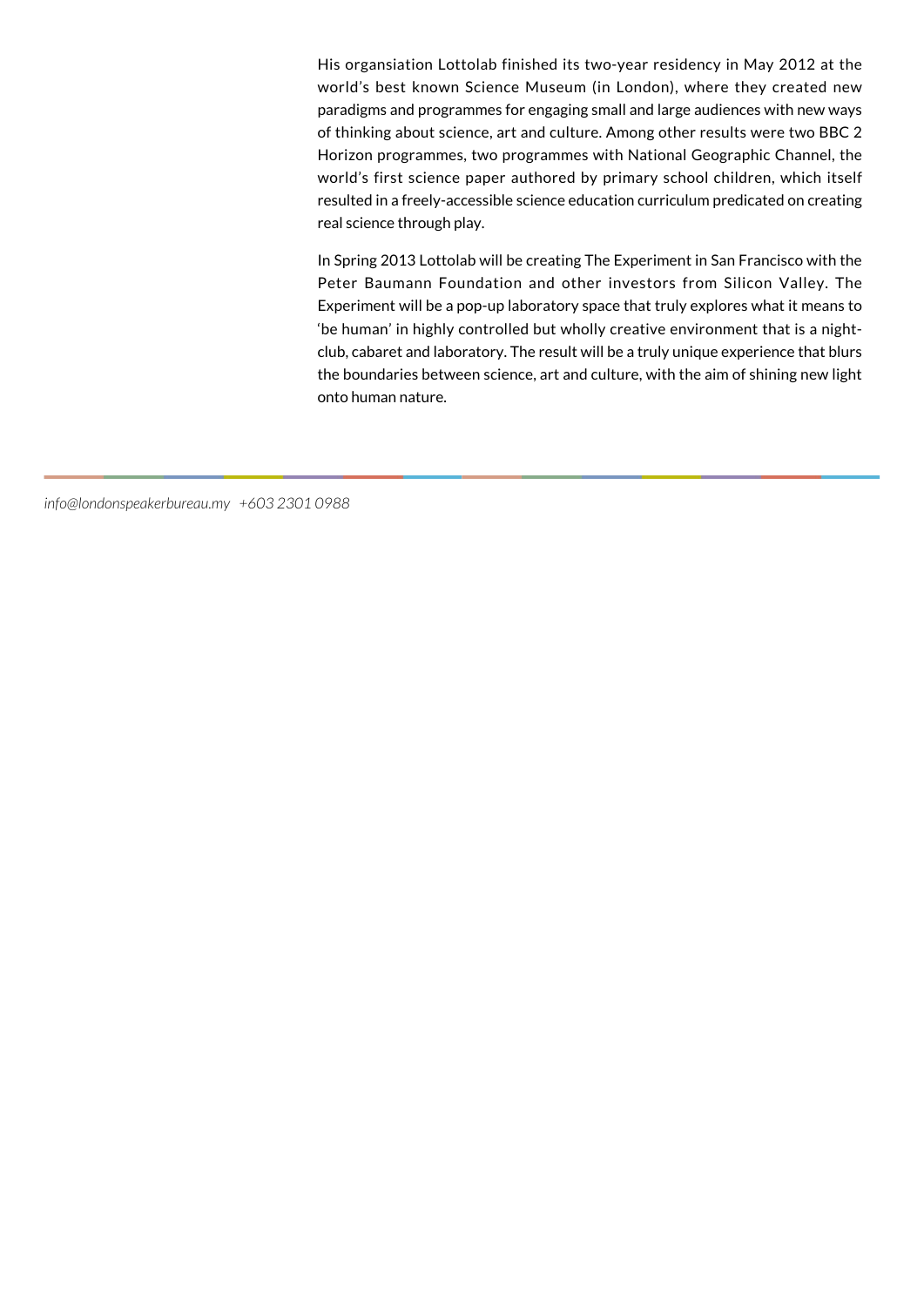His organsiation Lottolab finished its two-year residency in May 2012 at the world's best known Science Museum (in London), where they created new paradigms and programmes for engaging small and large audiences with new ways of thinking about science, art and culture. Among other results were two BBC 2 Horizon programmes, two programmes with National Geographic Channel, the world's first science paper authored by primary school children, which itself resulted in a freely-accessible science education curriculum predicated on creating real science through play.

In Spring 2013 Lottolab will be creating The Experiment in San Francisco with the Peter Baumann Foundation and other investors from Silicon Valley. The Experiment will be a pop-up laboratory space that truly explores what it means to 'be human' in highly controlled but wholly creative environment that is a night-club, cabaret and laboratory. The result will be a truly unique experience that blurs the boundaries between science, art and culture, with the aim of shining new light onto human nature.

*info@londonspeakerbureau.my   +603 2301 0988*